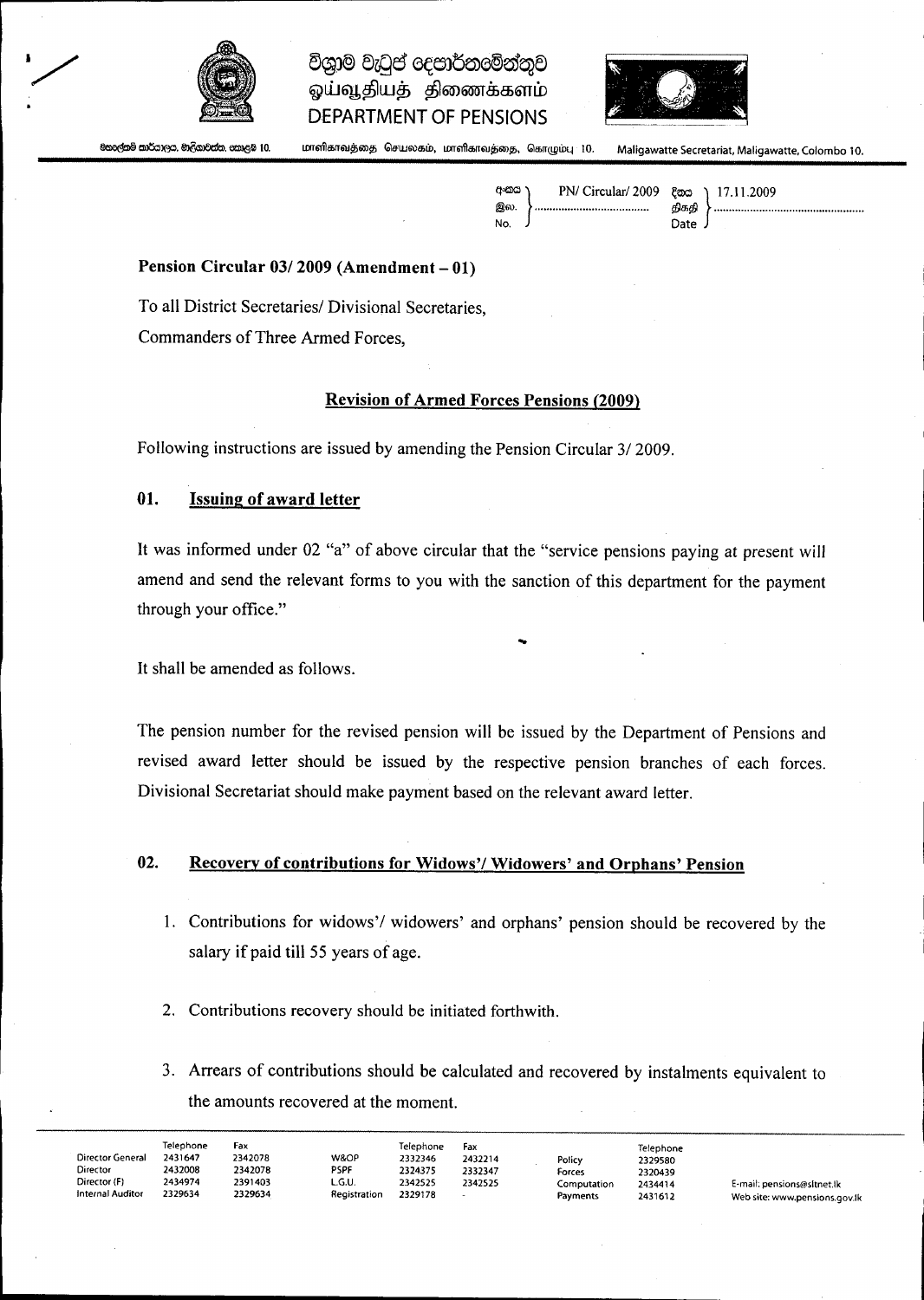විශ්‍රාම වැටුප් දෙපාර්තමේන්තුව
ஓய்வூதியத் திணைக்களம்
DEPARTMENT OF PENSIONS

මාලිගාවත්ත කාර්යාලය, මාලිගාවත්ත, කොළඹ 10. மாளிகாவத்தை செயலகம், மாளிகாவத்தை, கொழும்பு 10. Maligawatte Secretariat, Maligawatte, Colombo 10.

අංකය / இல. / No. PN/ Circular/ 2009 දිනය / திகதி / Date 17.11.2009

**Pension Circular 03/ 2009 (Amendment – 01)**

To all District Secretaries/ Divisional Secretaries,

Commanders of Three Armed Forces,

**Revision of Armed Forces Pensions (2009)**

Following instructions are issued by amending the Pension Circular 3/ 2009.

## 01. Issuing of award letter

It was informed under 02 "a" of above circular that the "service pensions paying at present will amend and send the relevant forms to you with the sanction of this department for the payment through your office."

It shall be amended as follows.

The pension number for the revised pension will be issued by the Department of Pensions and revised award letter should be issued by the respective pension branches of each forces. Divisional Secretariat should make payment based on the relevant award letter.

## 02. Recovery of contributions for Widows'/ Widowers' and Orphans' Pension

1. Contributions for widows'/ widowers' and orphans' pension should be recovered by the salary if paid till 55 years of age.
2. Contributions recovery should be initiated forthwith.
3. Arrears of contributions should be calculated and recovered by instalments equivalent to the amounts recovered at the moment.

| | Telephone | Fax | | Telephone | Fax | | Telephone |
|---|---|---|---|---|---|---|---|
| Director General | 2431647 | 2342078 | W&OP | 2332346 | 2432214 | Policy | 2329580 |
| Director | 2432008 | 2342078 | PSPF | 2324375 | 2332347 | Forces | 2320439 |
| Director (F) | 2434974 | 2391403 | L.G.U. | 2342525 | 2342525 | Computation | 2434414 |
| Internal Auditor | 2329634 | 2329634 | Registration | 2329178 | - | Payments | 2431612 |

E-mail: pensions@sltnet.lk
Web site: www.pensions.gov.lk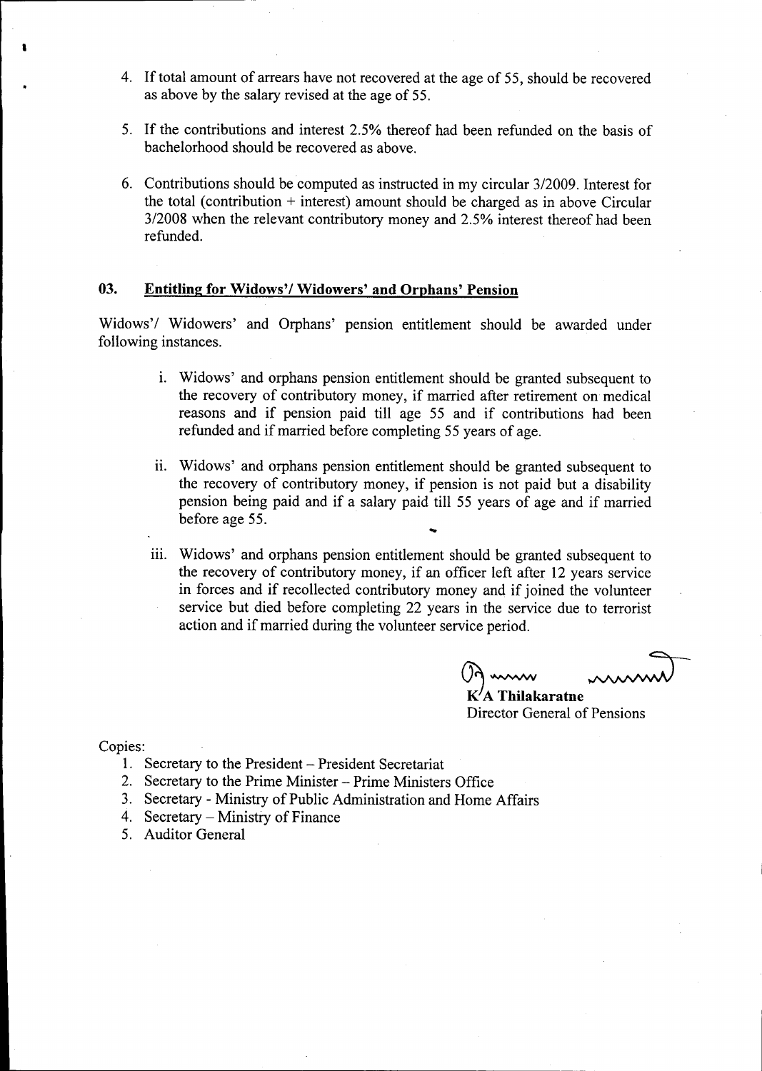4. If total amount of arrears have not recovered at the age of 55, should be recovered as above by the salary revised at the age of 55.

5. If the contributions and interest 2.5% thereof had been refunded on the basis of bachelorhood should be recovered as above.

6. Contributions should be computed as instructed in my circular 3/2009. Interest for the total (contribution + interest) amount should be charged as in above Circular 3/2008 when the relevant contributory money and 2.5% interest thereof had been refunded.

## 03. Entitling for Widows'/ Widowers' and Orphans' Pension

Widows'/ Widowers' and Orphans' pension entitlement should be awarded under following instances.

i. Widows' and orphans pension entitlement should be granted subsequent to the recovery of contributory money, if married after retirement on medical reasons and if pension paid till age 55 and if contributions had been refunded and if married before completing 55 years of age.

ii. Widows' and orphans pension entitlement should be granted subsequent to the recovery of contributory money, if pension is not paid but a disability pension being paid and if a salary paid till 55 years of age and if married before age 55.

iii. Widows' and orphans pension entitlement should be granted subsequent to the recovery of contributory money, if an officer left after 12 years service in forces and if recollected contributory money and if joined the volunteer service but died before completing 22 years in the service due to terrorist action and if married during the volunteer service period.

**K A Thilakaratne**
Director General of Pensions

Copies:

1. Secretary to the President – President Secretariat
2. Secretary to the Prime Minister – Prime Ministers Office
3. Secretary - Ministry of Public Administration and Home Affairs
4. Secretary – Ministry of Finance
5. Auditor General